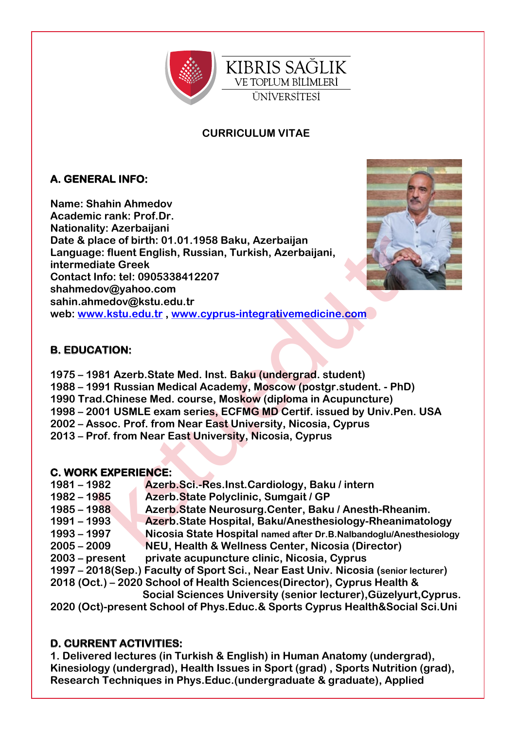KIBRIS SAĞLIK VE TOPLUM BİLİMLERİ ÜNİVERSİTESİ

**CURRICULUM VITAE**

## A. GENERAL INFO:

**Name: Shahin Ahmedov**
**Academic rank: Prof.Dr.**
**Nationality: Azerbaijani**
**Date & place of birth: 01.01.1958 Baku, Azerbaijan**
**Language: fluent English, Russian, Turkish, Azerbaijani, intermediate Greek**
**Contact Info: tel: 0905338412207**
**shahmedov@yahoo.com**
**sahin.ahmedov@kstu.edu.tr**
**web: www.kstu.edu.tr , www.cyprus-integrativemedicine.com**

## B. EDUCATION:

**1975 – 1981 Azerb.State Med. Inst. Baku (undergrad. student)**
**1988 – 1991 Russian Medical Academy, Moscow (postgr.student. - PhD)**
**1990 Trad.Chinese Med. course, Moskow (diploma in Acupuncture)**
**1998 – 2001 USMLE exam series, ECFMG MD Certif. issued by Univ.Pen. USA**
**2002 – Assoc. Prof. from Near East University, Nicosia, Cyprus**
**2013 – Prof. from Near East University, Nicosia, Cyprus**

## C. WORK EXPERIENCE:

**1981 – 1982 Azerb.Sci.-Res.Inst.Cardiology, Baku / intern**
**1982 – 1985 Azerb.State Polyclinic, Sumgait / GP**
**1985 – 1988 Azerb.State Neurosurg.Center, Baku / Anesth-Rheanim.**
**1991 – 1993 Azerb.State Hospital, Baku/Anesthesiology-Rheanimatology**
**1993 – 1997 Nicosia State Hospital named after Dr.B.Nalbandoglu/Anesthesiology**
**2005 – 2009 NEU, Health & Wellness Center, Nicosia (Director)**
**2003 – present private acupuncture clinic, Nicosia, Cyprus**
**1997 – 2018(Sep.) Faculty of Sport Sci., Near East Univ. Nicosia (senior lecturer)**
**2018 (Oct.) – 2020 School of Health Sciences(Director), Cyprus Health & Social Sciences University (senior lecturer),Güzelyurt,Cyprus.**
**2020 (Oct)-present School of Phys.Educ.& Sports Cyprus Health&Social Sci.Uni**

## D. CURRENT ACTIVITIES:

**1. Delivered lectures (in Turkish & English) in Human Anatomy (undergrad), Kinesiology (undergrad), Health Issues in Sport (grad) , Sports Nutrition (grad), Research Techniques in Phys.Educ.(undergraduate & graduate), Applied**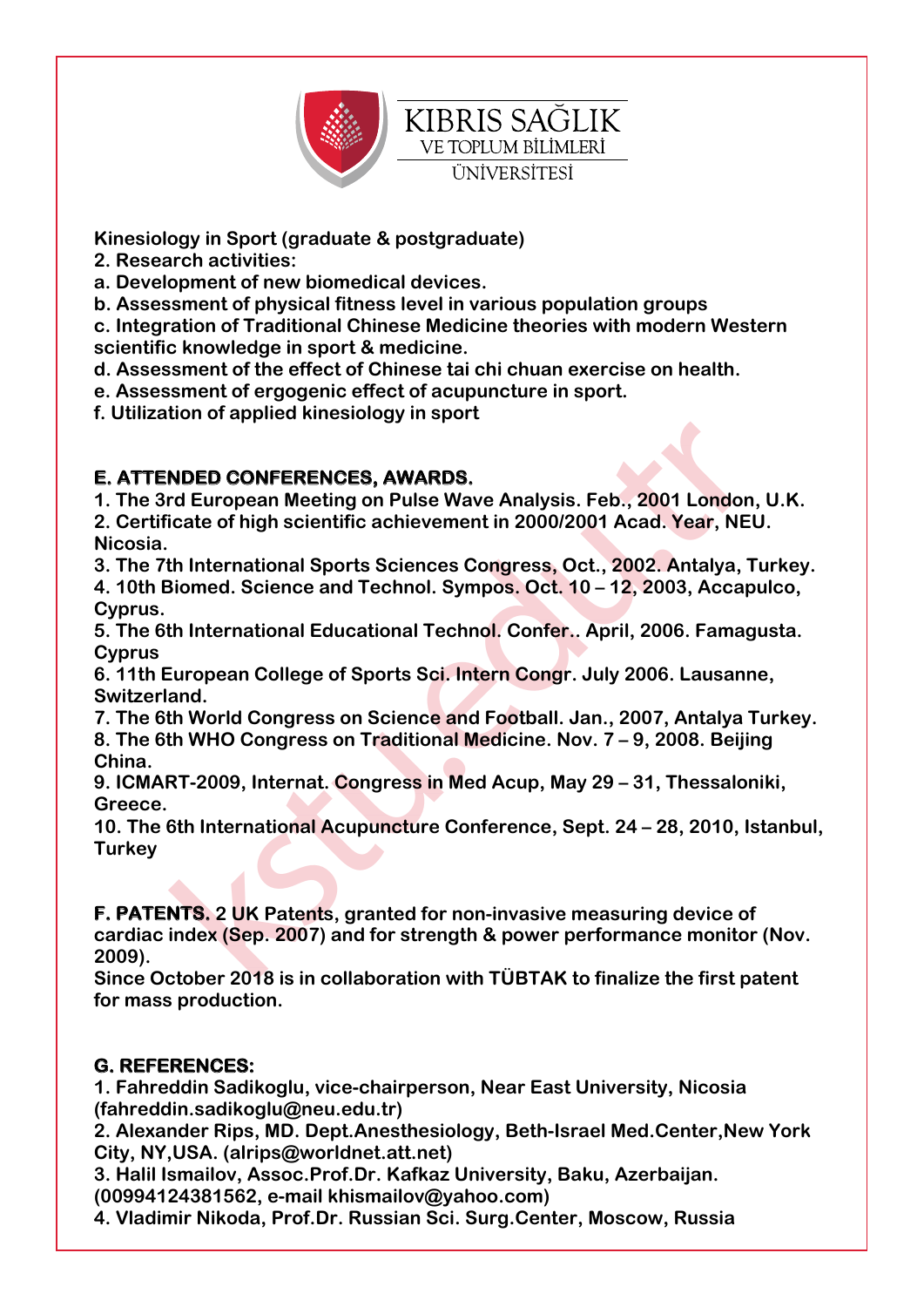**Kinesiology in Sport (graduate & postgraduate)**

**2. Research activities:**

**a. Development of new biomedical devices.**

**b. Assessment of physical fitness level in various population groups**

**c. Integration of Traditional Chinese Medicine theories with modern Western scientific knowledge in sport & medicine.**

**d. Assessment of the effect of Chinese tai chi chuan exercise on health.**

**e. Assessment of ergogenic effect of acupuncture in sport.**

**f. Utilization of applied kinesiology in sport**

## E. ATTENDED CONFERENCES, AWARDS.

**1. The 3rd European Meeting on Pulse Wave Analysis. Feb., 2001 London, U.K.**

**2. Certificate of high scientific achievement in 2000/2001 Acad. Year, NEU. Nicosia.**

**3. The 7th International Sports Sciences Congress, Oct., 2002. Antalya, Turkey.**

**4. 10th Biomed. Science and Technol. Sympos. Oct. 10 – 12, 2003, Accapulco, Cyprus.**

**5. The 6th International Educational Technol. Confer.. April, 2006. Famagusta. Cyprus**

**6. 11th European College of Sports Sci. Intern Congr. July 2006. Lausanne, Switzerland.**

**7. The 6th World Congress on Science and Football. Jan., 2007, Antalya Turkey.**

**8. The 6th WHO Congress on Traditional Medicine. Nov. 7 – 9, 2008. Beijing China.**

**9. ICMART-2009, Internat. Congress in Med Acup, May 29 – 31, Thessaloniki, Greece.**

**10. The 6th International Acupuncture Conference, Sept. 24 – 28, 2010, Istanbul, Turkey**

**F. PATENTS. 2 UK Patents, granted for non-invasive measuring device of cardiac index (Sep. 2007) and for strength & power performance monitor (Nov. 2009).**

**Since October 2018 is in collaboration with TÜBTAK to finalize the first patent for mass production.**

## G. REFERENCES:

**1. Fahreddin Sadikoglu, vice-chairperson, Near East University, Nicosia (fahreddin.sadikoglu@neu.edu.tr)**

**2. Alexander Rips, MD. Dept.Anesthesiology, Beth-Israel Med.Center,New York City, NY,USA. (alrips@worldnet.att.net)**

**3. Halil Ismailov, Assoc.Prof.Dr. Kafkaz University, Baku, Azerbaijan. (00994124381562, e-mail khismailov@yahoo.com)**

**4. Vladimir Nikoda, Prof.Dr. Russian Sci. Surg.Center, Moscow, Russia**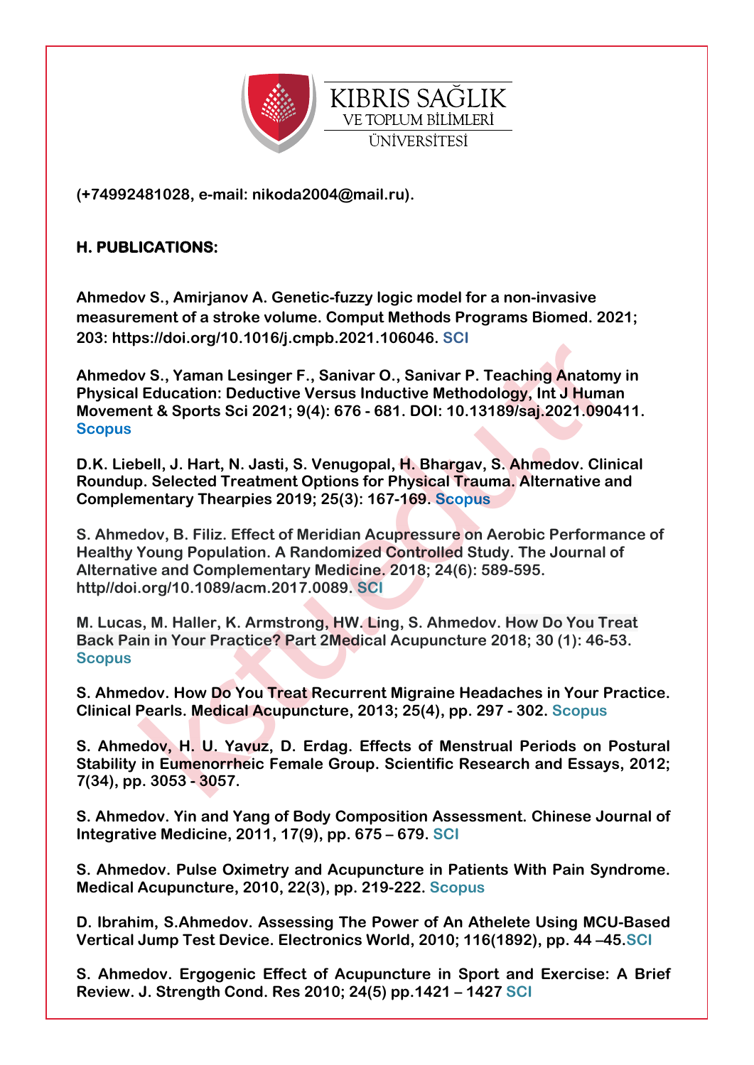(+74992481028, e-mail: nikoda2004@mail.ru).

## H. PUBLICATIONS:

**Ahmedov S., Amirjanov A. Genetic-fuzzy logic model for a non-invasive measurement of a stroke volume. Comput Methods Programs Biomed. 2021; 203: https://doi.org/10.1016/j.cmpb.2021.106046.** SCI

**Ahmedov S., Yaman Lesinger F., Sanivar O., Sanivar P. Teaching Anatomy in Physical Education: Deductive Versus Inductive Methodology, Int J Human Movement & Sports Sci 2021; 9(4): 676 - 681. DOI: 10.13189/saj.2021.090411.** Scopus

**D.K. Liebell, J. Hart, N. Jasti, S. Venugopal, H. Bhargav, S. Ahmedov. Clinical Roundup. Selected Treatment Options for Physical Trauma. Alternative and Complementary Thearpies 2019; 25(3): 167-169.** Scopus

**S. Ahmedov, B. Filiz. Effect of Meridian Acupressure on Aerobic Performance of Healthy Young Population. A Randomized Controlled Study. The Journal of Alternative and Complementary Medicine. 2018; 24(6): 589-595. http//doi.org/10.1089/acm.2017.0089.** SCI

**M. Lucas, M. Haller, K. Armstrong, HW. Ling, S. Ahmedov. How Do You Treat Back Pain in Your Practice? Part 2Medical Acupuncture 2018; 30 (1): 46-53.** Scopus

**S. Ahmedov. How Do You Treat Recurrent Migraine Headaches in Your Practice. Clinical Pearls. Medical Acupuncture, 2013; 25(4), pp. 297 - 302.** Scopus

**S. Ahmedov, H. U. Yavuz, D. Erdag. Effects of Menstrual Periods on Postural Stability in Eumenorrheic Female Group. Scientific Research and Essays, 2012; 7(34), pp. 3053 - 3057.**

**S. Ahmedov. Yin and Yang of Body Composition Assessment. Chinese Journal of Integrative Medicine, 2011, 17(9), pp. 675 – 679.** SCI

**S. Ahmedov. Pulse Oximetry and Acupuncture in Patients With Pain Syndrome. Medical Acupuncture, 2010, 22(3), pp. 219-222.** Scopus

**D. Ibrahim, S.Ahmedov. Assessing The Power of An Athelete Using MCU-Based Vertical Jump Test Device. Electronics World, 2010; 116(1892), pp. 44 –45.**SCI

**S. Ahmedov. Ergogenic Effect of Acupuncture in Sport and Exercise: A Brief Review. J. Strength Cond. Res 2010; 24(5) pp.1421 – 1427** SCI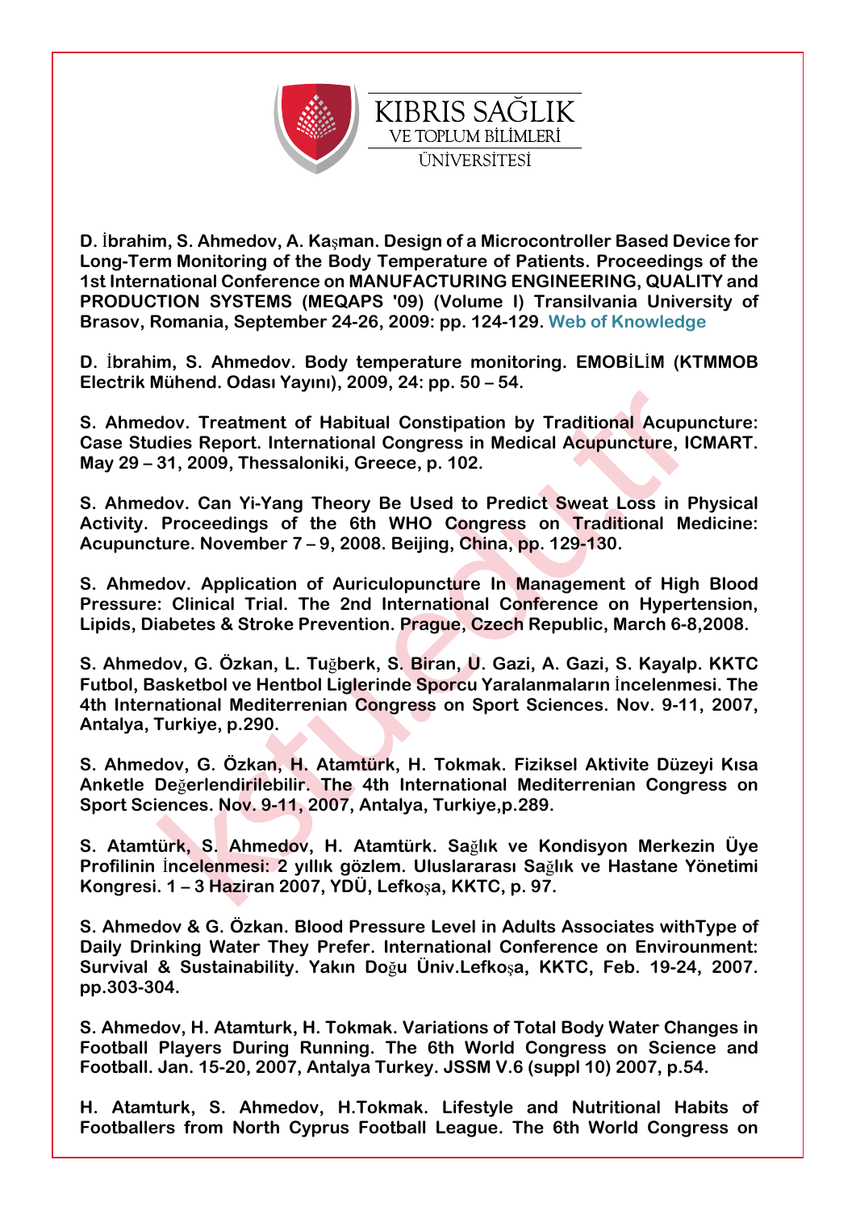**D. İbrahim, S. Ahmedov, A. Kaşman. Design of a Microcontroller Based Device for Long-Term Monitoring of the Body Temperature of Patients. Proceedings of the 1st International Conference on MANUFACTURING ENGINEERING, QUALITY and PRODUCTION SYSTEMS (MEQAPS '09) (Volume I) Transilvania University of Brasov, Romania, September 24-26, 2009: pp. 124-129. Web of Knowledge**

**D. İbrahim, S. Ahmedov. Body temperature monitoring. EMOBİLİM (KTMMOB Electrik Mühend. Odası Yayını), 2009, 24: pp. 50 – 54.**

**S. Ahmedov. Treatment of Habitual Constipation by Traditional Acupuncture: Case Studies Report. International Congress in Medical Acupuncture, ICMART. May 29 – 31, 2009, Thessaloniki, Greece, p. 102.**

**S. Ahmedov. Can Yi-Yang Theory Be Used to Predict Sweat Loss in Physical Activity. Proceedings of the 6th WHO Congress on Traditional Medicine: Acupuncture. November 7 – 9, 2008. Beijing, China, pp. 129-130.**

**S. Ahmedov. Application of Auriculopuncture In Management of High Blood Pressure: Clinical Trial. The 2nd International Conference on Hypertension, Lipids, Diabetes & Stroke Prevention. Prague, Czech Republic, March 6-8,2008.**

**S. Ahmedov, G. Özkan, L. Tuğberk, S. Biran, U. Gazi, A. Gazi, S. Kayalp. KKTC Futbol, Basketbol ve Hentbol Liglerinde Sporcu Yaralanmaların İncelenmesi. The 4th International Mediterrenian Congress on Sport Sciences. Nov. 9-11, 2007, Antalya, Turkiye, p.290.**

**S. Ahmedov, G. Özkan, H. Atamtürk, H. Tokmak. Fiziksel Aktivite Düzeyi Kısa Anketle Değerlendirilebilir. The 4th International Mediterrenian Congress on Sport Sciences. Nov. 9-11, 2007, Antalya, Turkiye,p.289.**

**S. Atamtürk, S. Ahmedov, H. Atamtürk. Sağlık ve Kondisyon Merkezin Üye Profilinin İncelenmesi: 2 yıllık gözlem. Uluslararası Sağlık ve Hastane Yönetimi Kongresi. 1 – 3 Haziran 2007, YDÜ, Lefkoşa, KKTC, p. 97.**

**S. Ahmedov & G. Özkan. Blood Pressure Level in Adults Associates withType of Daily Drinking Water They Prefer. International Conference on Environment: Survival & Sustainability. Yakın Doğu Üniv.Lefkoşa, KKTC, Feb. 19-24, 2007. pp.303-304.**

**S. Ahmedov, H. Atamturk, H. Tokmak. Variations of Total Body Water Changes in Football Players During Running. The 6th World Congress on Science and Football. Jan. 15-20, 2007, Antalya Turkey. JSSM V.6 (suppl 10) 2007, p.54.**

**H. Atamturk, S. Ahmedov, H.Tokmak. Lifestyle and Nutritional Habits of Footballers from North Cyprus Football League. The 6th World Congress on**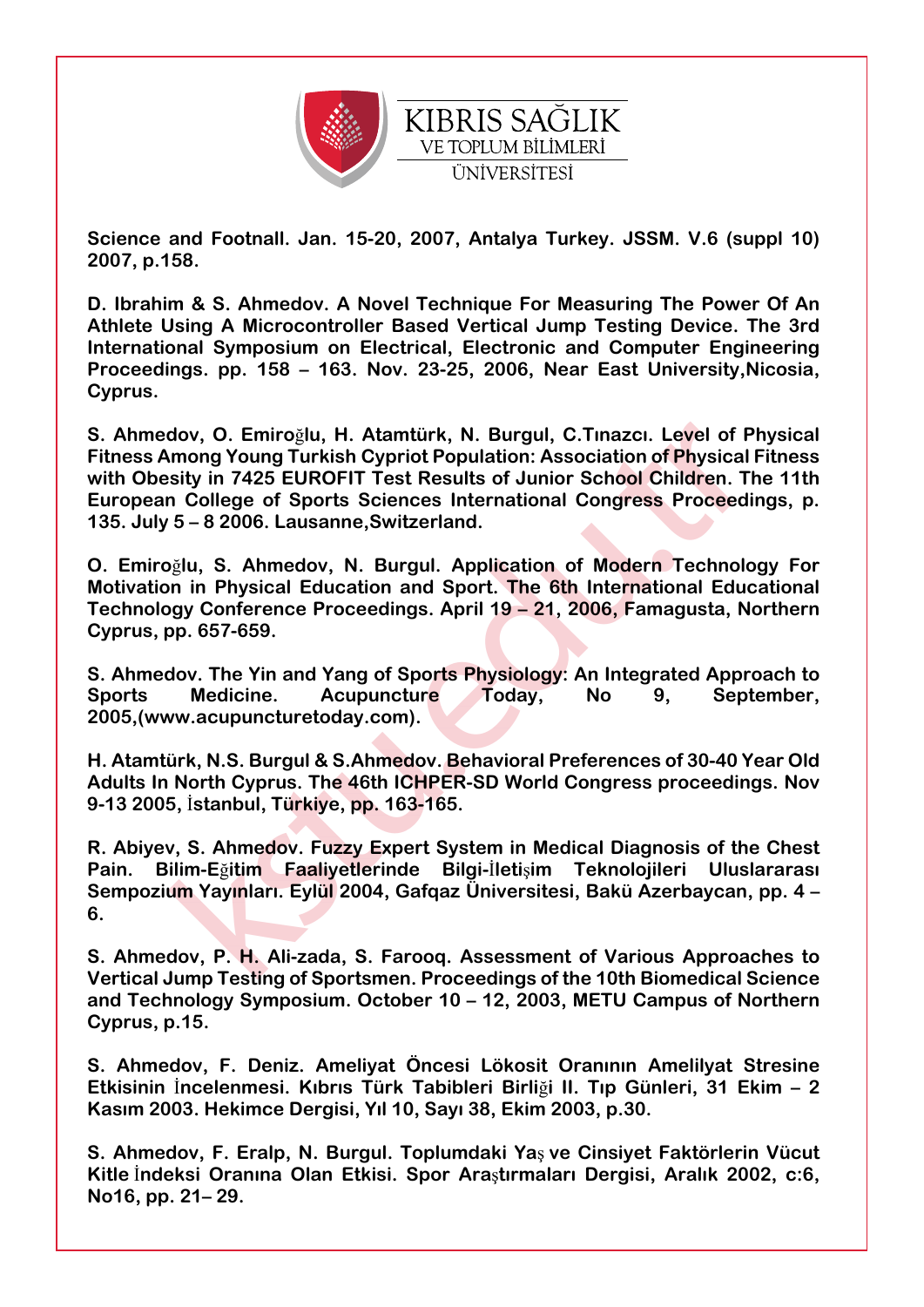**Science and Footnall. Jan. 15-20, 2007, Antalya Turkey. JSSM. V.6 (suppl 10) 2007, p.158.**

**D. Ibrahim & S. Ahmedov. A Novel Technique For Measuring The Power Of An Athlete Using A Microcontroller Based Vertical Jump Testing Device. The 3rd International Symposium on Electrical, Electronic and Computer Engineering Proceedings. pp. 158 – 163. Nov. 23-25, 2006, Near East University,Nicosia, Cyprus.**

**S. Ahmedov, O. Emiroğlu, H. Atamtürk, N. Burgul, C.Tınazcı. Level of Physical Fitness Among Young Turkish Cypriot Population: Association of Physical Fitness with Obesity in 7425 EUROFIT Test Results of Junior School Children. The 11th European College of Sports Sciences International Congress Proceedings, p. 135. July 5 – 8 2006. Lausanne,Switzerland.**

**O. Emiroğlu, S. Ahmedov, N. Burgul. Application of Modern Technology For Motivation in Physical Education and Sport. The 6th International Educational Technology Conference Proceedings. April 19 – 21, 2006, Famagusta, Northern Cyprus, pp. 657-659.**

**S. Ahmedov. The Yin and Yang of Sports Physiology: An Integrated Approach to Sports Medicine. Acupuncture Today, No 9, September, 2005,(www.acupuncturetoday.com).**

**H. Atamtürk, N.S. Burgul & S.Ahmedov. Behavioral Preferences of 30-40 Year Old Adults In North Cyprus. The 46th ICHPER-SD World Congress proceedings. Nov 9-13 2005, İstanbul, Türkiye, pp. 163-165.**

**R. Abiyev, S. Ahmedov. Fuzzy Expert System in Medical Diagnosis of the Chest Pain. Bilim-Eğitim Faaliyetlerinde Bilgi-İletişim Teknolojileri Uluslararası Sempozium Yayınları. Eylül 2004, Gafqaz Üniversitesi, Bakü Azerbaycan, pp. 4 – 6.**

**S. Ahmedov, P. H. Ali-zada, S. Farooq. Assessment of Various Approaches to Vertical Jump Testing of Sportsmen. Proceedings of the 10th Biomedical Science and Technology Symposium. October 10 – 12, 2003, METU Campus of Northern Cyprus, p.15.**

**S. Ahmedov, F. Deniz. Ameliyat Öncesi Lökosit Oranının Amelilyat Stresine Etkisinin İncelenmesi. Kıbrıs Türk Tabibleri Birliği II. Tıp Günleri, 31 Ekim – 2 Kasım 2003. Hekimce Dergisi, Yıl 10, Sayı 38, Ekim 2003, p.30.**

**S. Ahmedov, F. Eralp, N. Burgul. Toplumdaki Yaş ve Cinsiyet Faktörlerin Vücut Kitle İndeksi Oranına Olan Etkisi. Spor Araştırmaları Dergisi, Aralık 2002, c:6, No16, pp. 21– 29.**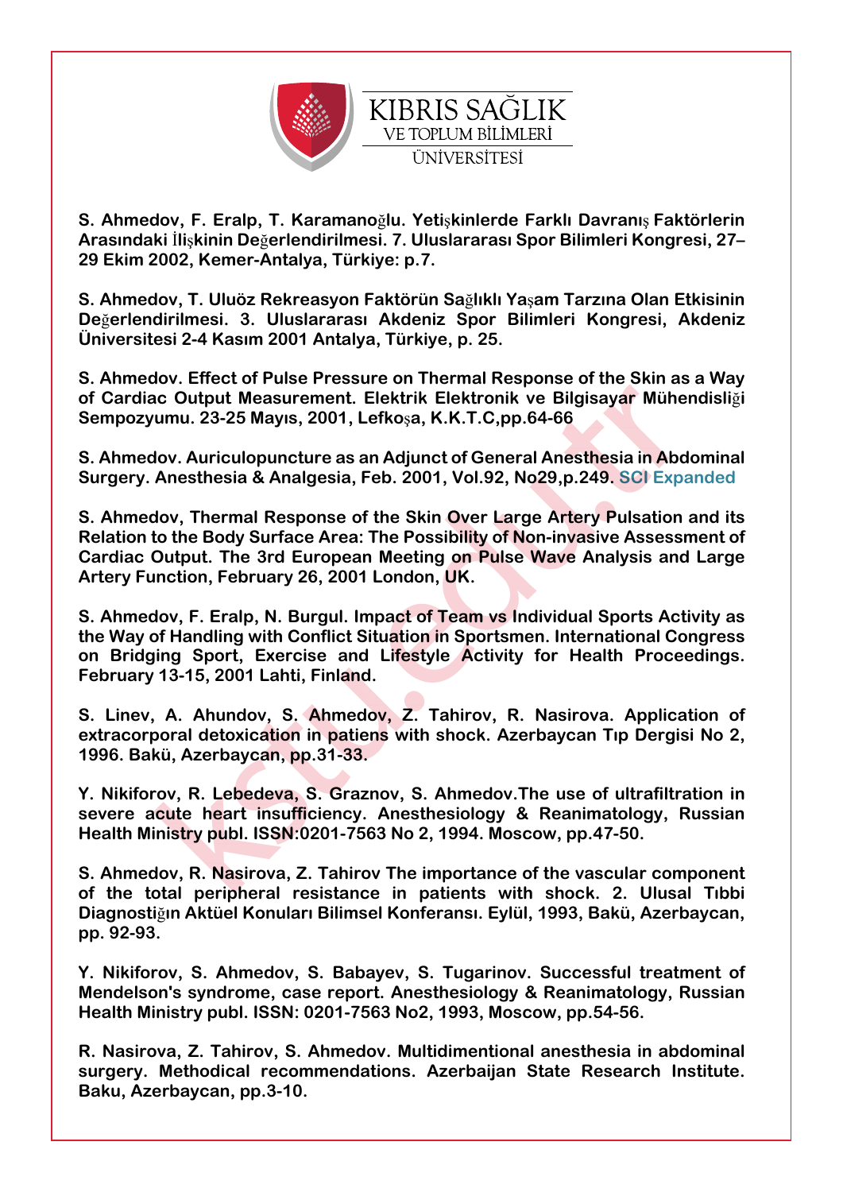**S. Ahmedov, F. Eralp, T. Karamanoğlu. Yetişkinlerde Farklı Davranış Faktörlerin Arasındaki İlişkinin Değerlendirilmesi. 7. Uluslararası Spor Bilimleri Kongresi, 27–29 Ekim 2002, Kemer-Antalya, Türkiye: p.7.**

**S. Ahmedov, T. Uluöz Rekreasyon Faktörün Sağlıklı Yaşam Tarzına Olan Etkisinin Değerlendirilmesi. 3. Uluslararası Akdeniz Spor Bilimleri Kongresi, Akdeniz Üniversitesi 2-4 Kasım 2001 Antalya, Türkiye, p. 25.**

**S. Ahmedov. Effect of Pulse Pressure on Thermal Response of the Skin as a Way of Cardiac Output Measurement. Elektrik Elektronik ve Bilgisayar Mühendisliği Sempozyumu. 23-25 Mayıs, 2001, Lefkoşa, K.K.T.C,pp.64-66**

**S. Ahmedov. Auriculopuncture as an Adjunct of General Anesthesia in Abdominal Surgery. Anesthesia & Analgesia, Feb. 2001, Vol.92, No29,p.249. SCI Expanded**

**S. Ahmedov, Thermal Response of the Skin Over Large Artery Pulsation and its Relation to the Body Surface Area: The Possibility of Non-invasive Assessment of Cardiac Output. The 3rd European Meeting on Pulse Wave Analysis and Large Artery Function, February 26, 2001 London, UK.**

**S. Ahmedov, F. Eralp, N. Burgul. Impact of Team vs Individual Sports Activity as the Way of Handling with Conflict Situation in Sportsmen. International Congress on Bridging Sport, Exercise and Lifestyle Activity for Health Proceedings. February 13-15, 2001 Lahti, Finland.**

**S. Linev, A. Ahundov, S. Ahmedov, Z. Tahirov, R. Nasirova. Application of extracorporal detoxication in patiens with shock. Azerbaycan Tıp Dergisi No 2, 1996. Bakü, Azerbaycan, pp.31-33.**

**Y. Nikiforov, R. Lebedeva, S. Graznov, S. Ahmedov.The use of ultrafiltration in severe acute heart insufficiency. Anesthesiology & Reanimatology, Russian Health Ministry publ. ISSN:0201-7563 No 2, 1994. Moscow, pp.47-50.**

**S. Ahmedov, R. Nasirova, Z. Tahirov The importance of the vascular component of the total peripheral resistance in patients with shock. 2. Ulusal Tıbbi Diagnostiğın Aktüel Konuları Bilimsel Konferansı. Eylül, 1993, Bakü, Azerbaycan, pp. 92-93.**

**Y. Nikiforov, S. Ahmedov, S. Babayev, S. Tugarinov. Successful treatment of Mendelson's syndrome, case report. Anesthesiology & Reanimatology, Russian Health Ministry publ. ISSN: 0201-7563 No2, 1993, Moscow, pp.54-56.**

**R. Nasirova, Z. Tahirov, S. Ahmedov. Multidimentional anesthesia in abdominal surgery. Methodical recommendations. Azerbaijan State Research Institute. Baku, Azerbaycan, pp.3-10.**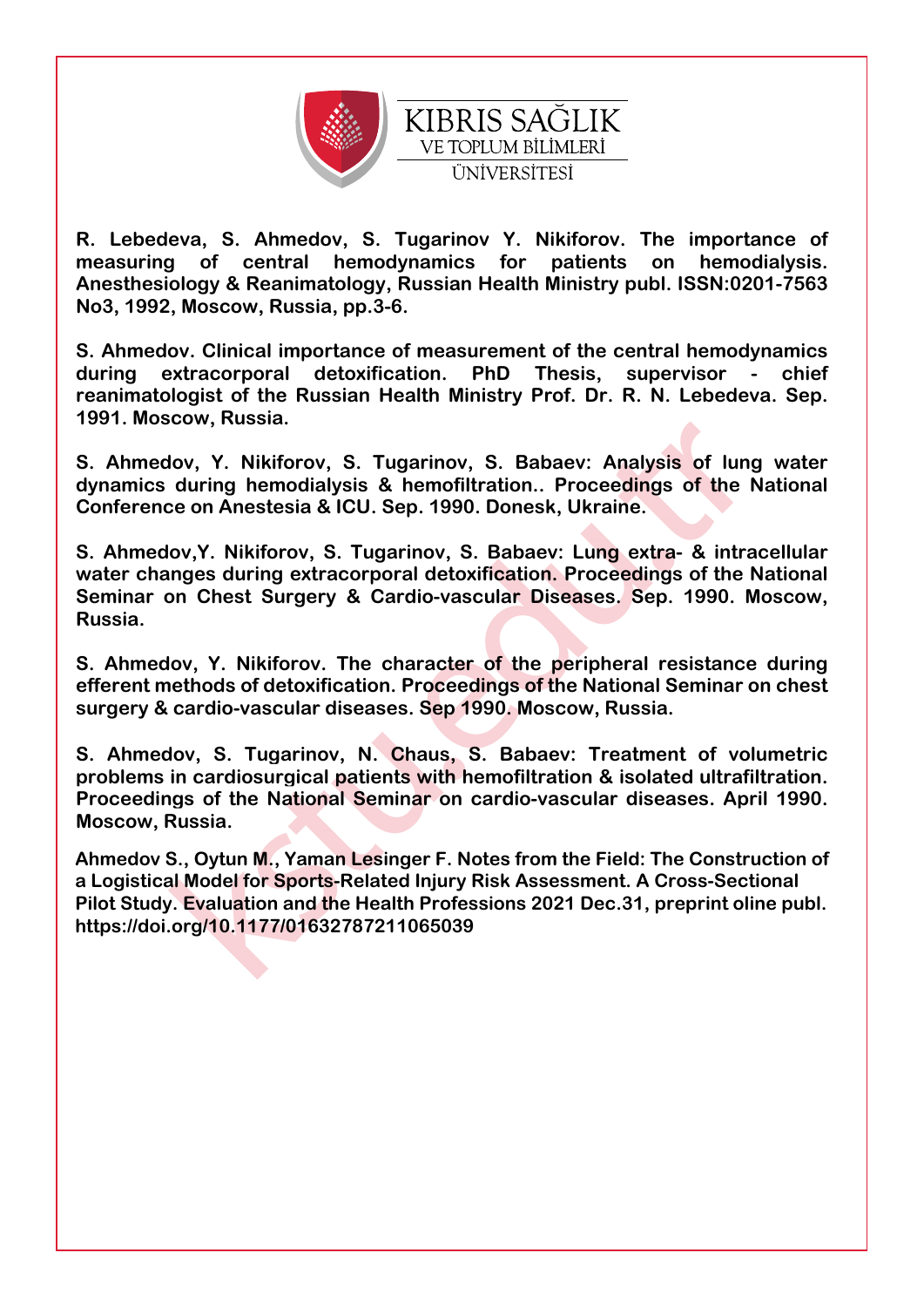**R. Lebedeva, S. Ahmedov, S. Tugarinov Y. Nikiforov. The importance of measuring of central hemodynamics for patients on hemodialysis. Anesthesiology & Reanimatology, Russian Health Ministry publ. ISSN:0201-7563 No3, 1992, Moscow, Russia, pp.3-6.**

**S. Ahmedov. Clinical importance of measurement of the central hemodynamics during extracorporal detoxification. PhD Thesis, supervisor - chief reanimatologist of the Russian Health Ministry Prof. Dr. R. N. Lebedeva. Sep. 1991. Moscow, Russia.**

**S. Ahmedov, Y. Nikiforov, S. Tugarinov, S. Babaev: Analysis of lung water dynamics during hemodialysis & hemofiltration.. Proceedings of the National Conference on Anestesia & ICU. Sep. 1990. Donesk, Ukraine.**

**S. Ahmedov,Y. Nikiforov, S. Tugarinov, S. Babaev: Lung extra- & intracellular water changes during extracorporal detoxification. Proceedings of the National Seminar on Chest Surgery & Cardio-vascular Diseases. Sep. 1990. Moscow, Russia.**

**S. Ahmedov, Y. Nikiforov. The character of the peripheral resistance during efferent methods of detoxification. Proceedings of the National Seminar on chest surgery & cardio-vascular diseases. Sep 1990. Moscow, Russia.**

**S. Ahmedov, S. Tugarinov, N. Chaus, S. Babaev: Treatment of volumetric problems in cardiosurgical patients with hemofiltration & isolated ultrafiltration. Proceedings of the National Seminar on cardio-vascular diseases. April 1990. Moscow, Russia.**

**Ahmedov S., Oytun M., Yaman Lesinger F. Notes from the Field: The Construction of a Logistical Model for Sports-Related Injury Risk Assessment. A Cross-Sectional Pilot Study. Evaluation and the Health Professions 2021 Dec.31, preprint oline publ. https://doi.org/10.1177/01632787211065039**